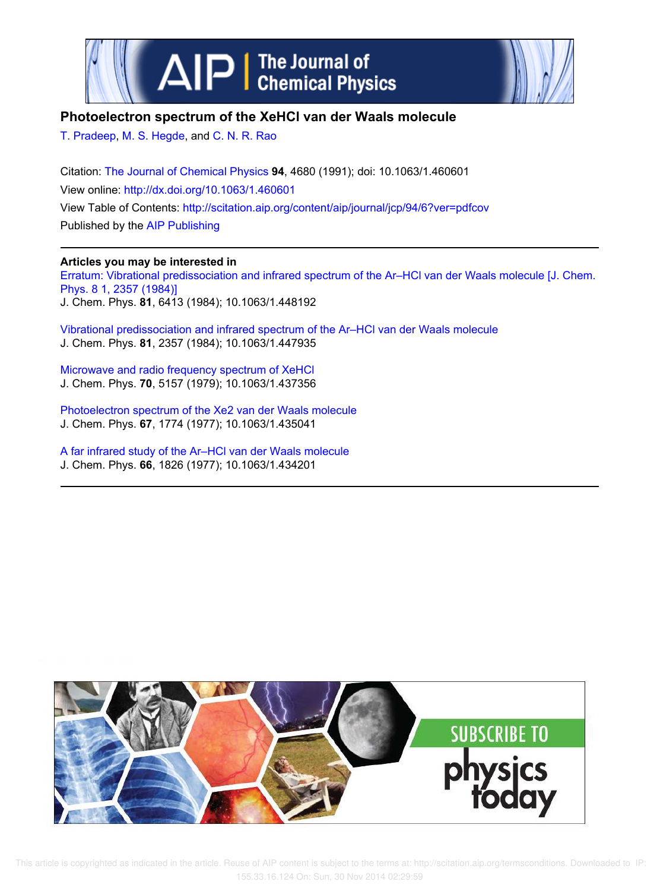# Photoelectron spectrum of the XeHCl van der Waals molecule

T. Pradeep, M. S. Hegde, and C. N. R. Rao

Citation: The Journal of Chemical Physics **94**, 4680 (1991); doi: 10.1063/1.460601
View online: http://dx.doi.org/10.1063/1.460601
View Table of Contents: http://scitation.aip.org/content/aip/journal/jcp/94/6?ver=pdfcov
Published by the AIP Publishing

**Articles you may be interested in**

Erratum: Vibrational predissociation and infrared spectrum of the Ar–HCl van der Waals molecule [J. Chem. Phys. 8 1, 2357 (1984)]
J. Chem. Phys. **81**, 6413 (1984); 10.1063/1.448192

Vibrational predissociation and infrared spectrum of the Ar–HCl van der Waals molecule
J. Chem. Phys. **81**, 2357 (1984); 10.1063/1.447935

Microwave and radio frequency spectrum of XeHCl
J. Chem. Phys. **70**, 5157 (1979); 10.1063/1.437356

Photoelectron spectrum of the Xe2 van der Waals molecule
J. Chem. Phys. **67**, 1774 (1977); 10.1063/1.435041

A far infrared study of the Ar–HCl van der Waals molecule
J. Chem. Phys. **66**, 1826 (1977); 10.1063/1.434201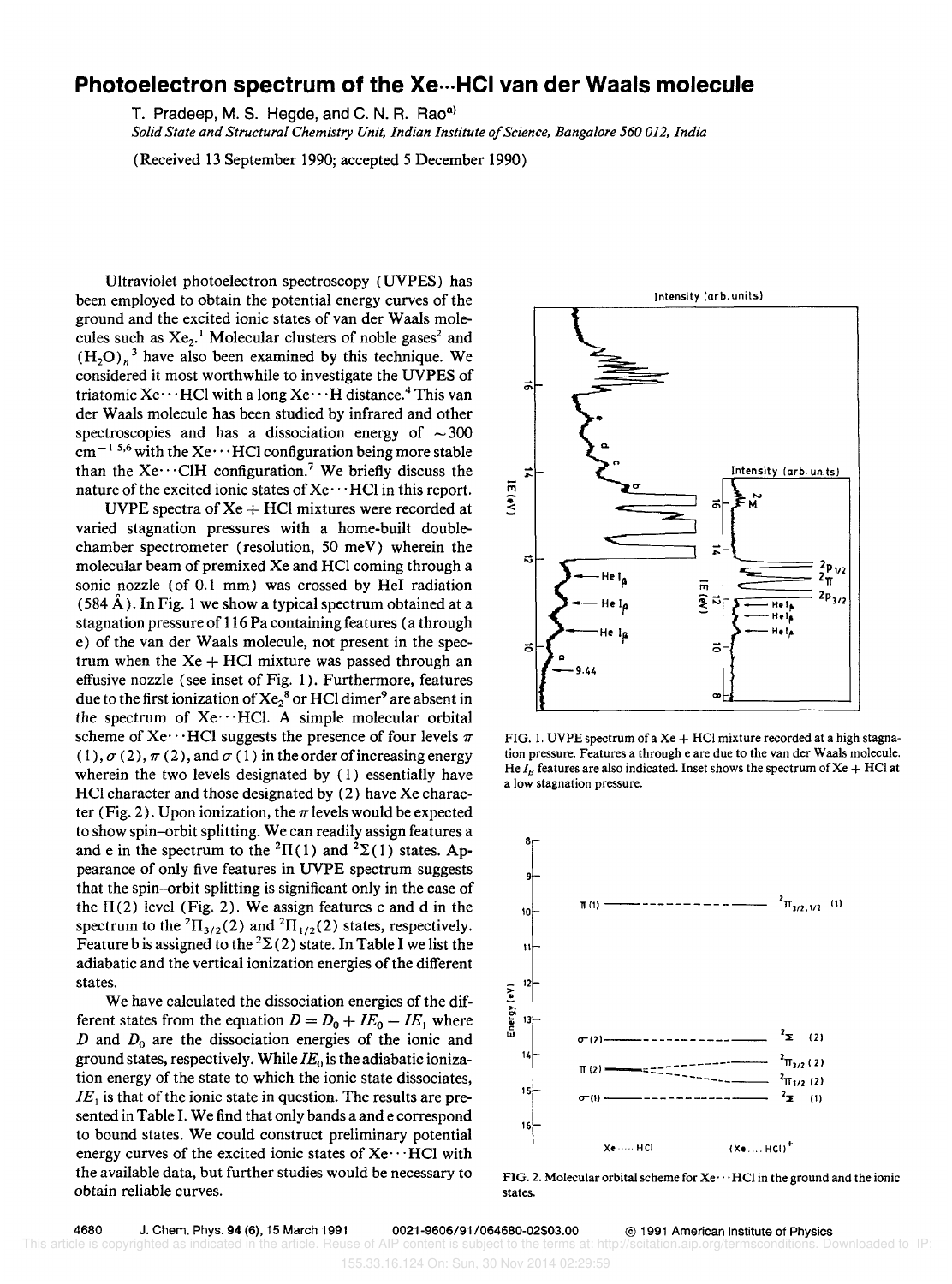# Photoelectron spectrum of the Xe···HCl van der Waals molecule

T. Pradeep, M. S. Hegde, and C. N. R. Rao[a)]

*Solid State and Structural Chemistry Unit, Indian Institute of Science, Bangalore 560 012, India*

(Received 13 September 1990; accepted 5 December 1990)

Ultraviolet photoelectron spectroscopy (UVPES) has been employed to obtain the potential energy curves of the ground and the excited ionic states of van der Waals molecules such as $Xe_2$.[1] Molecular clusters of noble gases[2] and $(H_2O)_n$[3] have also been examined by this technique. We considered it most worthwhile to investigate the UVPES of triatomic Xe···HCl with a long Xe···H distance.[4] This van der Waals molecule has been studied by infrared and other spectroscopies and has a dissociation energy of $\sim 300$ cm$^{-1}$ [5,6] with the Xe···HCl configuration being more stable than the Xe···ClH configuration.[7] We briefly discuss the nature of the excited ionic states of Xe···HCl in this report.

UVPE spectra of Xe + HCl mixtures were recorded at varied stagnation pressures with a home-built double-chamber spectrometer (resolution, 50 meV) wherein the molecular beam of premixed Xe and HCl coming through a sonic nozzle (of 0.1 mm) was crossed by HeI radiation (584 Å). In Fig. 1 we show a typical spectrum obtained at a stagnation pressure of 116 Pa containing features (a through e) of the van der Waals molecule, not present in the spectrum when the Xe + HCl mixture was passed through an effusive nozzle (see inset of Fig. 1). Furthermore, features due to the first ionization of $Xe_2$[8] or HCl dimer[9] are absent in the spectrum of Xe···HCl. A simple molecular orbital scheme of Xe···HCl suggests the presence of four levels $\pi(1)$, $\sigma(2)$, $\pi(2)$, and $\sigma(1)$ in the order of increasing energy wherein the two levels designated by (1) essentially have HCl character and those designated by (2) have Xe character (Fig. 2). Upon ionization, the $\pi$ levels would be expected to show spin–orbit splitting. We can readily assign features a and e in the spectrum to the $^2\Pi(1)$ and $^2\Sigma(1)$ states. Appearance of only five features in UVPE spectrum suggests that the spin–orbit splitting is significant only in the case of the $\Pi(2)$ level (Fig. 2). We assign features c and d in the spectrum to the $^2\Pi_{3/2}(2)$ and $^2\Pi_{1/2}(2)$ states, respectively. Feature b is assigned to the $^2\Sigma(2)$ state. In Table I we list the adiabatic and the vertical ionization energies of the different states.

We have calculated the dissociation energies of the different states from the equation $D = D_0 + IE_0 - IE_1$ where $D$ and $D_0$ are the dissociation energies of the ionic and ground states, respectively. While $IE_0$ is the adiabatic ionization energy of the state to which the ionic state dissociates, $IE_1$ is that of the ionic state in question. The results are presented in Table I. We find that only bands a and e correspond to bound states. We could construct preliminary potential energy curves of the excited ionic states of Xe···HCl with the available data, but further studies would be necessary to obtain reliable curves.

FIG. 1. UVPE spectrum of a Xe + HCl mixture recorded at a high stagnation pressure. Features a through e are due to the van der Waals molecule. He $I_\beta$ features are also indicated. Inset shows the spectrum of Xe + HCl at a low stagnation pressure.

FIG. 2. Molecular orbital scheme for Xe···HCl in the ground and the ionic states.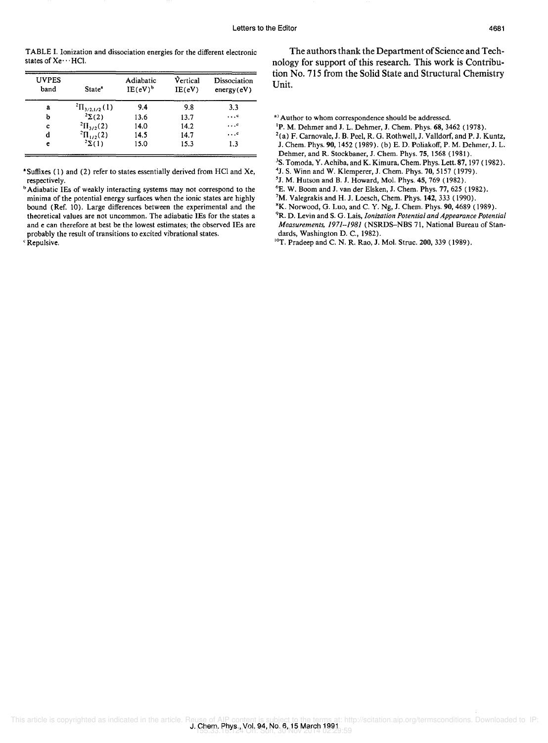TABLE I. Ionization and dissociation energies for the different electronic states of Xe···HCl.

| UVPES band | State[a] | Adiabatic IE(eV)[b] | Vertical IE(eV) | Dissociation energy(eV) |
|---|---|---|---|---|
| a | $^2\Pi_{3/2,1/2}(1)$ | 9.4 | 9.8 | 3.3 |
| b | $^2\Sigma(2)$ | 13.6 | 13.7 | ...[c] |
| c | $^2\Pi_{3/2}(2)$ | 14.0 | 14.2 | ...[c] |
| d | $^2\Pi_{1/2}(2)$ | 14.5 | 14.7 | ...[c] |
| e | $^2\Sigma(1)$ | 15.0 | 15.3 | 1.3 |

[a] Suffixes (1) and (2) refer to states essentially derived from HCl and Xe, respectively.

[b] Adiabatic IEs of weakly interacting systems may not correspond to the minima of the potential energy surfaces when the ionic states are highly bound (Ref. 10). Large differences between the experimental and the theoretical values are not uncommon. The adiabatic IEs for the states a and e can therefore at best be the lowest estimates; the observed IEs are probably the result of transitions to excited vibrational states.

[c] Repulsive.

The authors thank the Department of Science and Technology for support of this research. This work is Contribution No. 715 from the Solid State and Structural Chemistry Unit.

[a)] Author to whom correspondence should be addressed.

[1] P. M. Dehmer and J. L. Dehmer, J. Chem. Phys. **68**, 3462 (1978).

[2] (a) F. Carnovale, J. B. Peel, R. G. Rothwell, J. Valldorf, and P. J. Kuntz, J. Chem. Phys. **90**, 1452 (1989). (b) E. D. Poliakoff, P. M. Dehmer, J. L. Dehmer, and R. Stockbaner, J. Chem. Phys. **75**, 1568 (1981).

[3] S. Tomoda, Y. Achiba, and K. Kimura, Chem. Phys. Lett. **87**, 197 (1982).

[4] J. S. Winn and W. Klemperer, J. Chem. Phys. **70**, 5157 (1979).

[5] J. M. Hutson and B. J. Howard, Mol. Phys. **45**, 769 (1982).

[6] E. W. Boom and J. van der Elsken, J. Chem. Phys. **77**, 625 (1982).

[7] M. Valegrakis and H. J. Loesch, Chem. Phys. **142**, 333 (1990).

[8] K. Norwood, G. Luo, and C. Y. Ng, J. Chem. Phys. **90**, 4689 (1989).

[9] R. D. Levin and S. G. Lais, *Ionization Potential and Appearance Potential Measurements, 1971–1981* (NSRDS–NBS 71, National Bureau of Standards, Washington D. C., 1982).

[10] T. Pradeep and C. N. R. Rao, J. Mol. Struc. **200**, 339 (1989).